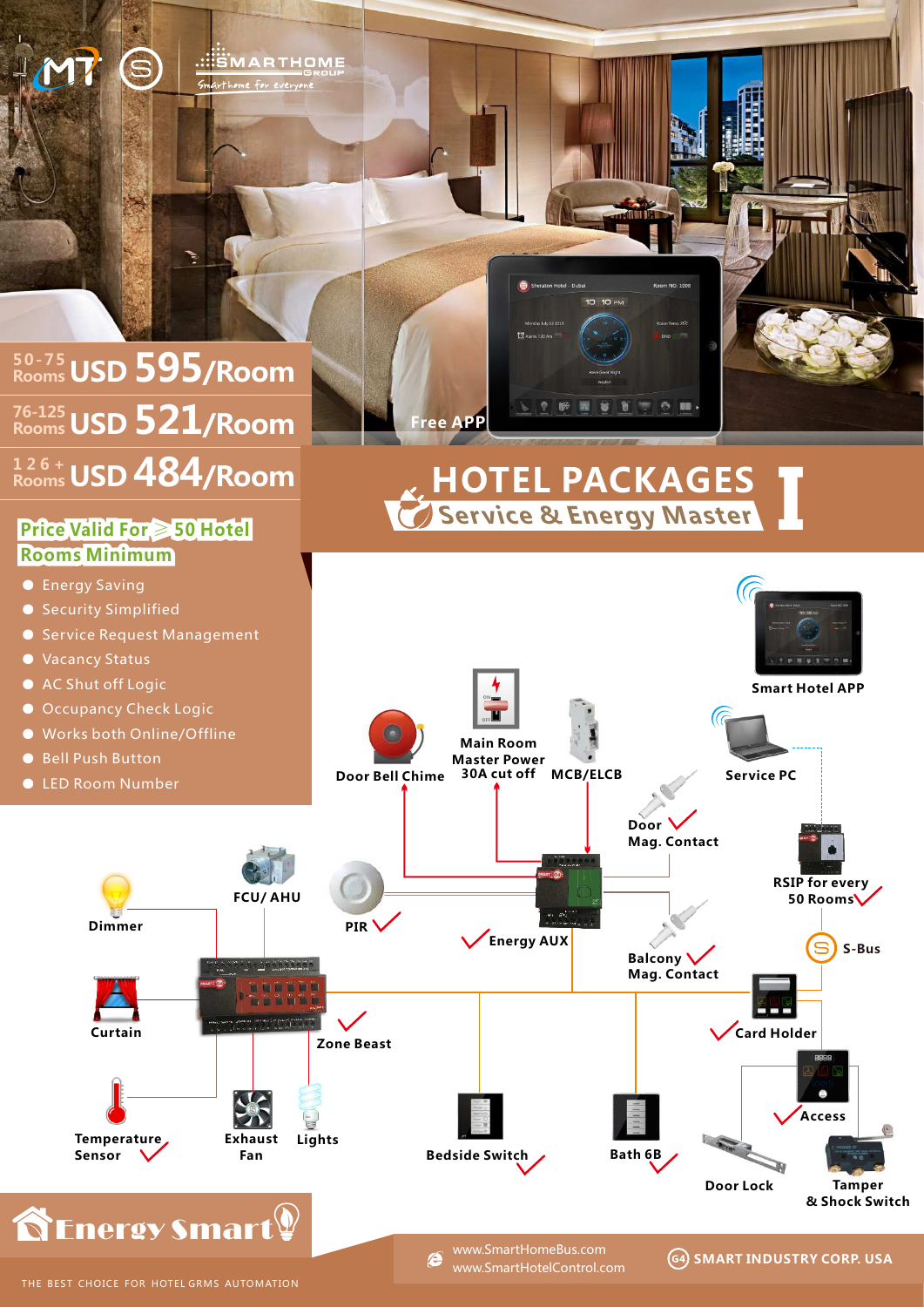SMARTHOME GROUP

Smarthome for everyone

| Rooms | Price |
| --- | --- |
| 50-75 Rooms | USD 595/Room |
| 76-125 Rooms | USD 521/Room |
| 126+ Rooms | USD 484/Room |

Free APP

# HOTEL PACKAGES I

## Service & Energy Master

**Price Valid For ⩾ 50 Hotel Rooms Minimum**

- Energy Saving
- Security Simplified
- Service Request Management
- Vacancy Status
- AC Shut off Logic
- Occupancy Check Logic
- Works both Online/Offline
- Bell Push Button
- LED Room Number

Smart Hotel APP

Service PC

Main Room Master Power 30A cut off

MCB/ELCB

Door Bell Chime

Door Mag. Contact

RSIP for every 50 Rooms

FCU/ AHU

Dimmer

PIR

Energy AUX

S-Bus

Balcony Mag. Contact

Curtain

Zone Beast

Card Holder

Access

Temperature Sensor

Exhaust Fan

Lights

Bedside Switch

Bath 6B

Door Lock

Tamper & Shock Switch

# Energy Smart

THE BEST CHOICE FOR HOTEL GRMS AUTOMATION

www.SmartHomeBus.com
www.SmartHotelControl.com

SMART INDUSTRY CORP. USA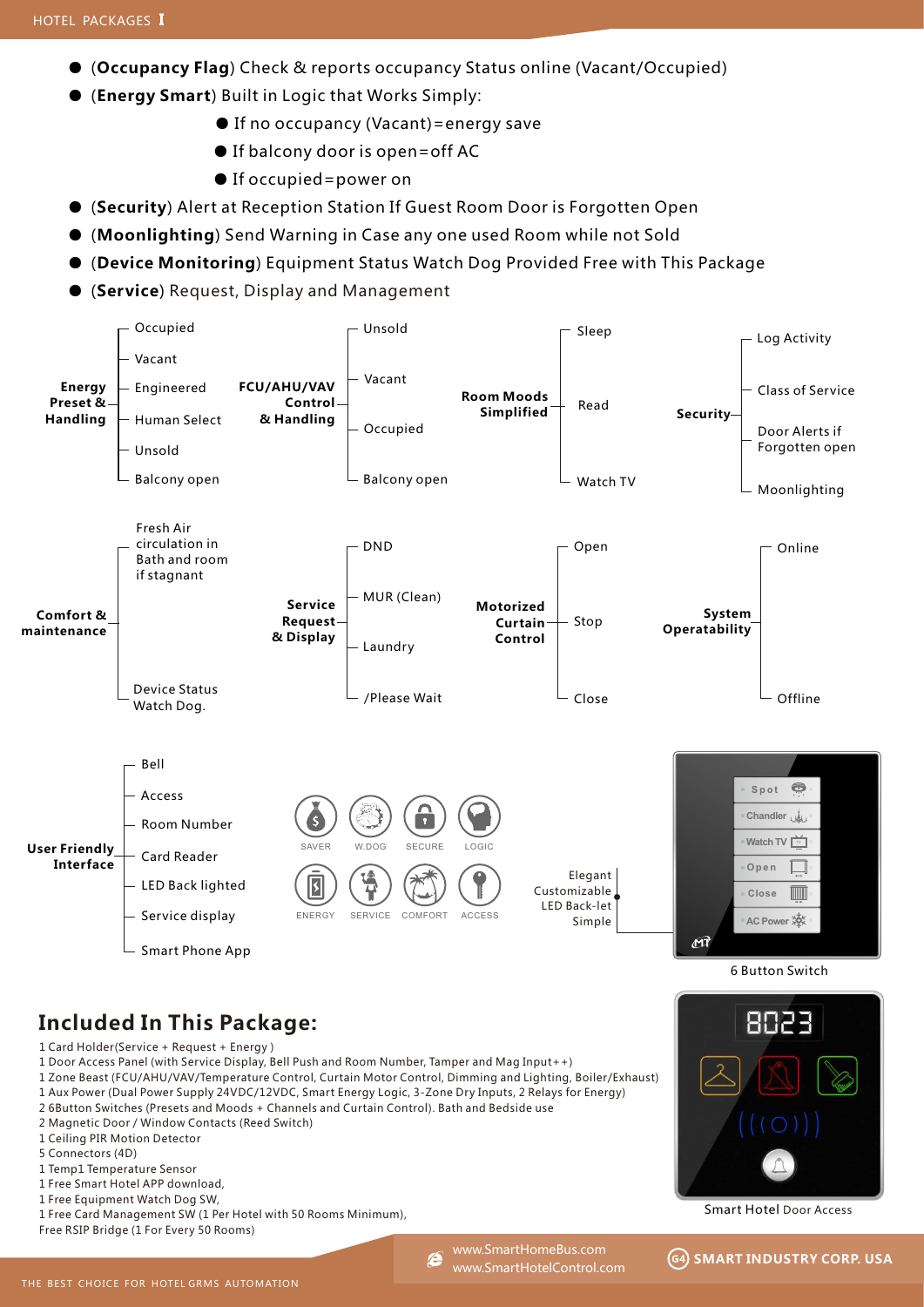- (**Occupancy Flag**) Check & reports occupancy Status online (Vacant/Occupied)
- (**Energy Smart**) Built in Logic that Works Simply:
  - If no occupancy (Vacant)=energy save
  - If balcony door is open=off AC
  - If occupied=power on
- (**Security**) Alert at Reception Station If Guest Room Door is Forgotten Open
- (**Moonlighting**) Send Warning in Case any one used Room while not Sold
- (**Device Monitoring**) Equipment Status Watch Dog Provided Free with This Package
- (**Service**) Request, Display and Management

**Energy Preset & Handling**
- Occupied
- Vacant
- Engineered
- Human Select
- Unsold
- Balcony open

**FCU/AHU/VAV Control & Handling**
- Unsold
- Vacant
- Occupied
- Balcony open

**Room Moods Simplified**
- Sleep
- Read
- Watch TV

**Security**
- Log Activity
- Class of Service
- Door Alerts if Forgotten open
- Moonlighting

**Comfort & maintenance**
- Fresh Air circulation in Bath and room if stagnant
- Device Status Watch Dog.

**Service Request & Display**
- DND
- MUR (Clean)
- Laundry
- /Please Wait

**Motorized Curtain Control**
- Open
- Stop
- Close

**System Operatability**
- Online
- Offline

**User Friendly Interface**
- Bell
- Access
- Room Number
- Card Reader
- LED Back lighted
- Service display
- Smart Phone App

SAVER W.DOG SECURE LOGIC
ENERGY SERVICE COMFORT ACCESS

Elegant Customizable LED Back-let Simple

Spot
Chandler
Watch TV
Open
Close
AC Power

6 Button Switch

8023

Smart Hotel Door Access

## Included In This Package:

1 Card Holder(Service + Request + Energy )
1 Door Access Panel (with Service Display, Bell Push and Room Number, Tamper and Mag Input++)
1 Zone Beast (FCU/AHU/VAV/Temperature Control, Curtain Motor Control, Dimming and Lighting, Boiler/Exhaust)
1 Aux Power (Dual Power Supply 24VDC/12VDC, Smart Energy Logic, 3-Zone Dry Inputs, 2 Relays for Energy)
2 6Button Switches (Presets and Moods + Channels and Curtain Control). Bath and Bedside use
2 Magnetic Door / Window Contacts (Reed Switch)
1 Ceiling PIR Motion Detector
5 Connectors (4D)
1 Temp1 Temperature Sensor
1 Free Smart Hotel APP download,
1 Free Equipment Watch Dog SW,
1 Free Card Management SW (1 Per Hotel with 50 Rooms Minimum),
Free RSIP Bridge (1 For Every 50 Rooms)

www.SmartHomeBus.com
www.SmartHotelControl.com

SMART INDUSTRY CORP. USA